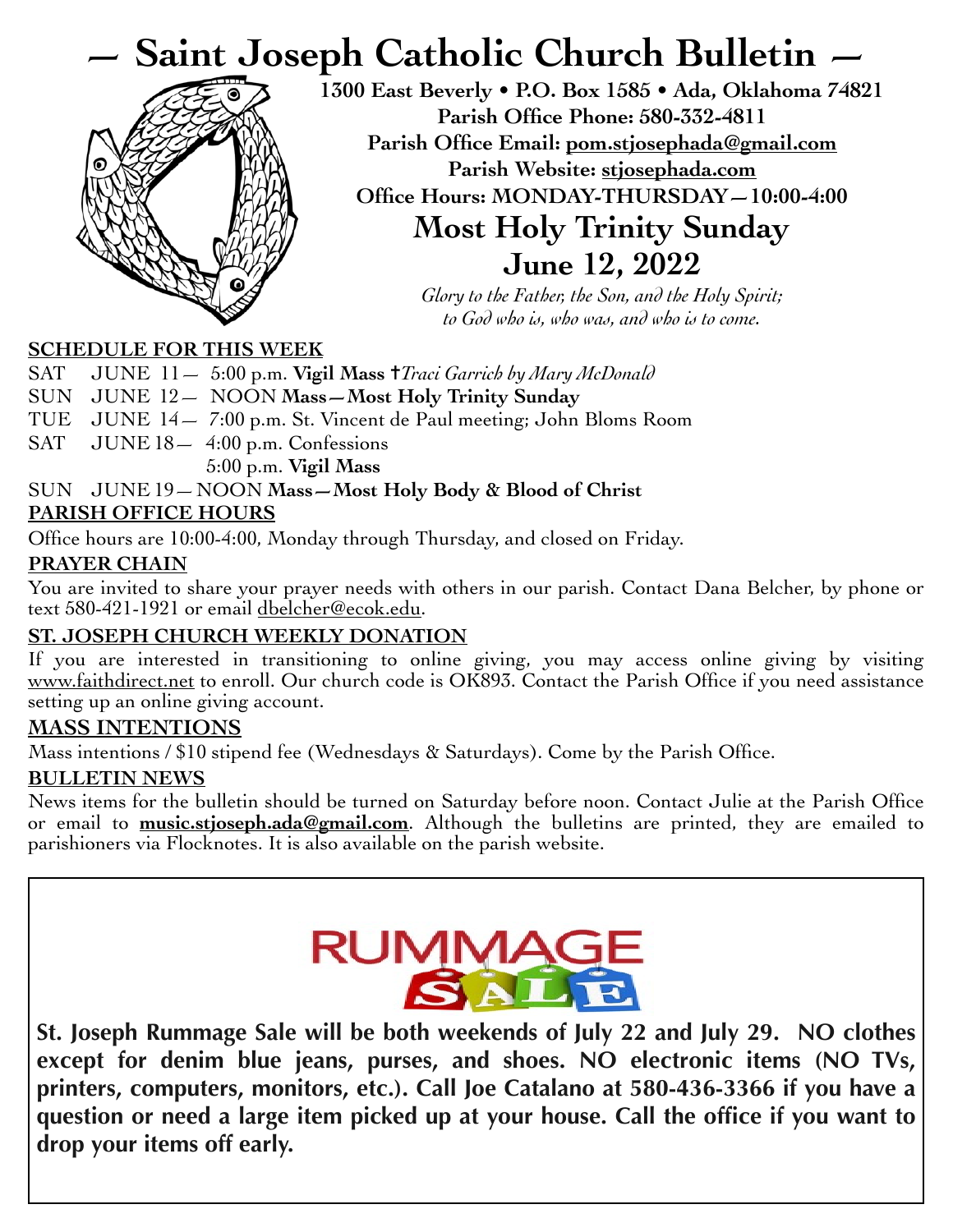# — Saint Joseph Catholic Church Bulletin —

**1300 East Beverly • P.O. Box 1585 • Ada, Oklahoma 74821**
**Parish Office Phone: 580-332-4811**
**Parish Office Email: pom.stjosephada@gmail.com**
**Parish Website: stjosephada.com**
**Office Hours: MONDAY-THURSDAY—10:00-4:00**

## Most Holy Trinity Sunday
## June 12, 2022

*Glory to the Father, the Son, and the Holy Spirit;*
*to God who is, who was, and who is to come.*

### SCHEDULE FOR THIS WEEK

SAT JUNE 11— 5:00 p.m. **Vigil Mass** †*Traci Garrich by Mary McDonald*
SUN JUNE 12— NOON **Mass—Most Holy Trinity Sunday**
TUE JUNE 14— 7:00 p.m. St. Vincent de Paul meeting; John Bloms Room
SAT JUNE 18— 4:00 p.m. Confessions
5:00 p.m. **Vigil Mass**
SUN JUNE 19—NOON **Mass—Most Holy Body & Blood of Christ**

### PARISH OFFICE HOURS

Office hours are 10:00-4:00, Monday through Thursday, and closed on Friday.

### PRAYER CHAIN

You are invited to share your prayer needs with others in our parish. Contact Dana Belcher, by phone or text 580-421-1921 or email dbelcher@ecok.edu.

### ST. JOSEPH CHURCH WEEKLY DONATION

If you are interested in transitioning to online giving, you may access online giving by visiting www.faithdirect.net to enroll. Our church code is OK893. Contact the Parish Office if you need assistance setting up an online giving account.

### MASS INTENTIONS

Mass intentions / $10 stipend fee (Wednesdays & Saturdays). Come by the Parish Office.

### BULLETIN NEWS

News items for the bulletin should be turned on Saturday before noon. Contact Julie at the Parish Office or email to **music.stjoseph.ada@gmail.com**. Although the bulletins are printed, they are emailed to parishioners via Flocknotes. It is also available on the parish website.

---

**RUMMAGE SALE**

**St. Joseph Rummage Sale will be both weekends of July 22 and July 29. NO clothes except for denim blue jeans, purses, and shoes. NO electronic items (NO TVs, printers, computers, monitors, etc.). Call Joe Catalano at 580-436-3366 if you have a question or need a large item picked up at your house. Call the office if you want to drop your items off early.**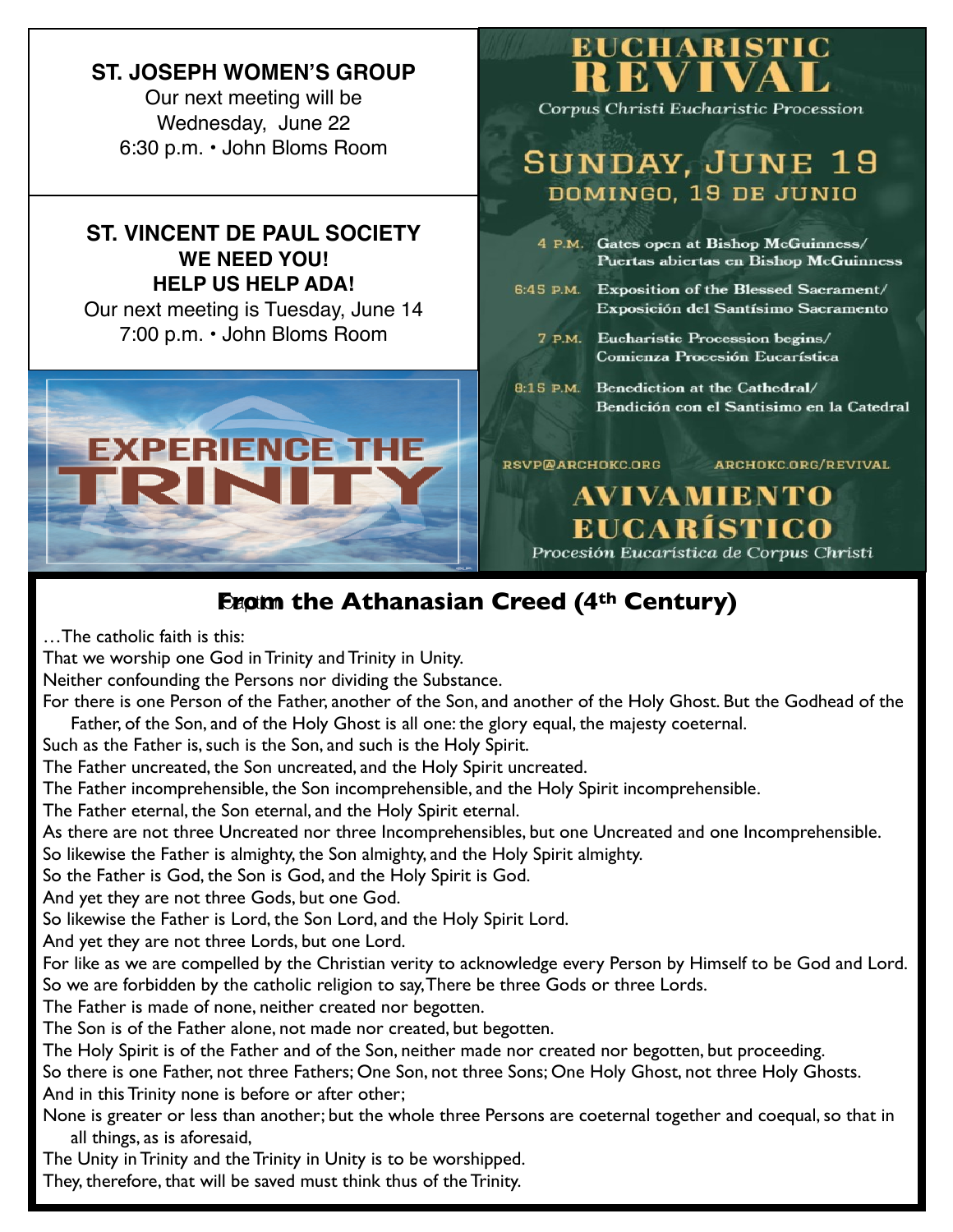**ST. JOSEPH WOMEN'S GROUP**

Our next meeting will be
Wednesday, June 22
6:30 p.m. • John Bloms Room

**ST. VINCENT DE PAUL SOCIETY**
**WE NEED YOU!**
**HELP US HELP ADA!**

Our next meeting is Tuesday, June 14
7:00 p.m. • John Bloms Room

EXPERIENCE THE TRINITY

# EUCHARISTIC REVIVAL

*Corpus Christi Eucharistic Procession*

## SUNDAY, JUNE 19
DOMINGO, 19 DE JUNIO

| | |
|---|---|
| 4 P.M. | Gates open at Bishop McGuinness/ Puertas abiertas en Bishop McGuinness |
| 6:45 P.M. | Exposition of the Blessed Sacrament/ Exposición del Santísimo Sacramento |
| 7 P.M. | Eucharistic Procession begins/ Comienza Procesión Eucarística |
| 8:15 P.M. | Benediction at the Cathedral/ Bendición con el Santísimo en la Catedral |

RSVP@ARCHOKC.ORG ARCHOKC.ORG/REVIVAL

# AVIVAMIENTO EUCARÍSTICO

*Procesión Eucarística de Corpus Christi*

## From the Athanasian Creed (4th Century)

…The catholic faith is this:
That we worship one God in Trinity and Trinity in Unity.
Neither confounding the Persons nor dividing the Substance.
For there is one Person of the Father, another of the Son, and another of the Holy Ghost. But the Godhead of the Father, of the Son, and of the Holy Ghost is all one: the glory equal, the majesty coeternal.
Such as the Father is, such is the Son, and such is the Holy Spirit.
The Father uncreated, the Son uncreated, and the Holy Spirit uncreated.
The Father incomprehensible, the Son incomprehensible, and the Holy Spirit incomprehensible.
The Father eternal, the Son eternal, and the Holy Spirit eternal.
As there are not three Uncreated nor three Incomprehensibles, but one Uncreated and one Incomprehensible.
So likewise the Father is almighty, the Son almighty, and the Holy Spirit almighty.
So the Father is God, the Son is God, and the Holy Spirit is God.
And yet they are not three Gods, but one God.
So likewise the Father is Lord, the Son Lord, and the Holy Spirit Lord.
And yet they are not three Lords, but one Lord.
For like as we are compelled by the Christian verity to acknowledge every Person by Himself to be God and Lord.
So we are forbidden by the catholic religion to say, There be three Gods or three Lords.
The Father is made of none, neither created nor begotten.
The Son is of the Father alone, not made nor created, but begotten.
The Holy Spirit is of the Father and of the Son, neither made nor created nor begotten, but proceeding.
So there is one Father, not three Fathers; One Son, not three Sons; One Holy Ghost, not three Holy Ghosts.
And in this Trinity none is before or after other;
None is greater or less than another; but the whole three Persons are coeternal together and coequal, so that in all things, as is aforesaid,
The Unity in Trinity and the Trinity in Unity is to be worshipped.
They, therefore, that will be saved must think thus of the Trinity.